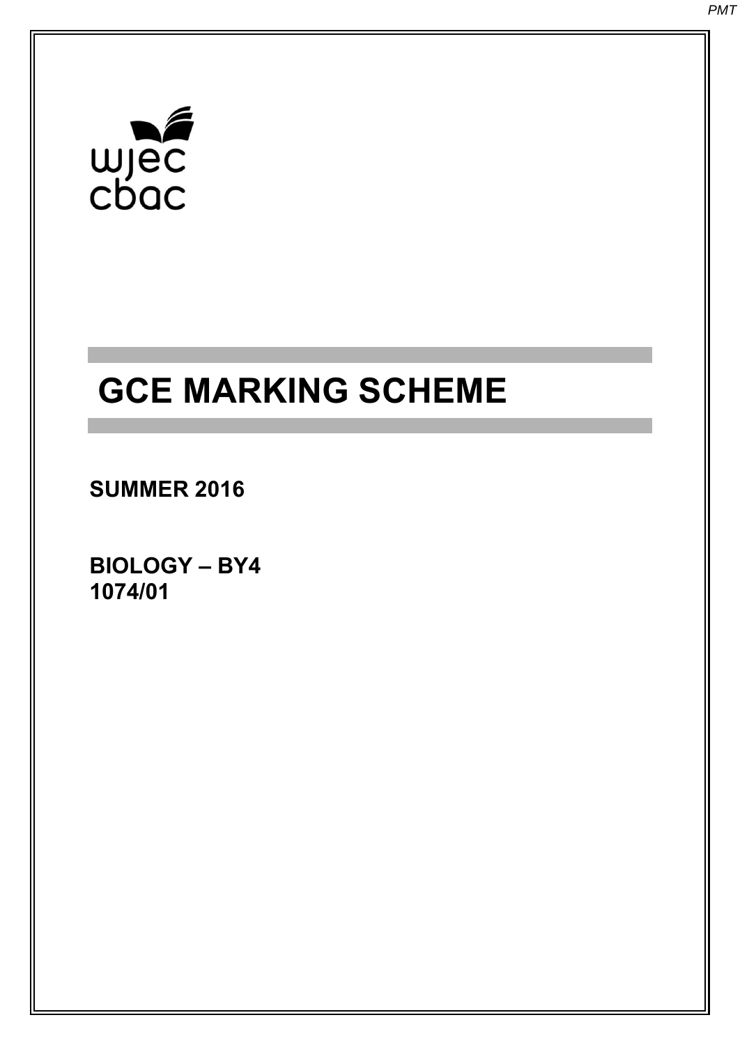wjec
cbac

# GCE MARKING SCHEME

**SUMMER 2016**

**BIOLOGY – BY4**
**1074/01**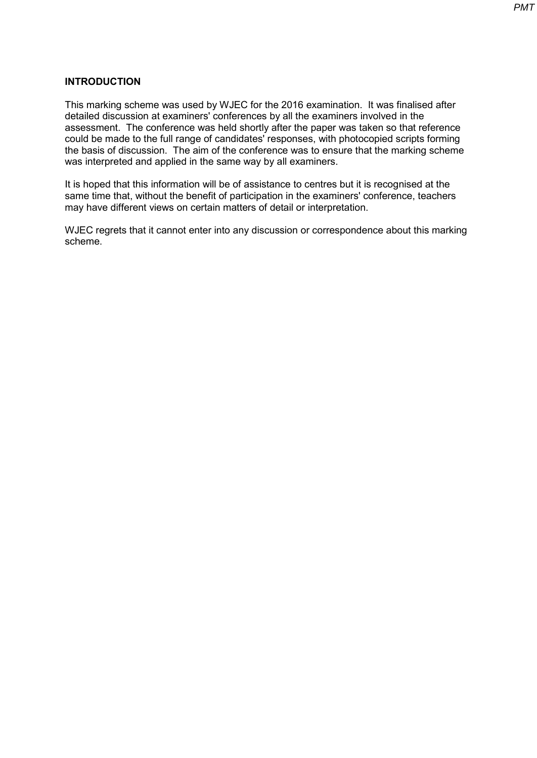**INTRODUCTION**

This marking scheme was used by WJEC for the 2016 examination. It was finalised after detailed discussion at examiners' conferences by all the examiners involved in the assessment. The conference was held shortly after the paper was taken so that reference could be made to the full range of candidates' responses, with photocopied scripts forming the basis of discussion. The aim of the conference was to ensure that the marking scheme was interpreted and applied in the same way by all examiners.

It is hoped that this information will be of assistance to centres but it is recognised at the same time that, without the benefit of participation in the examiners' conference, teachers may have different views on certain matters of detail or interpretation.

WJEC regrets that it cannot enter into any discussion or correspondence about this marking scheme.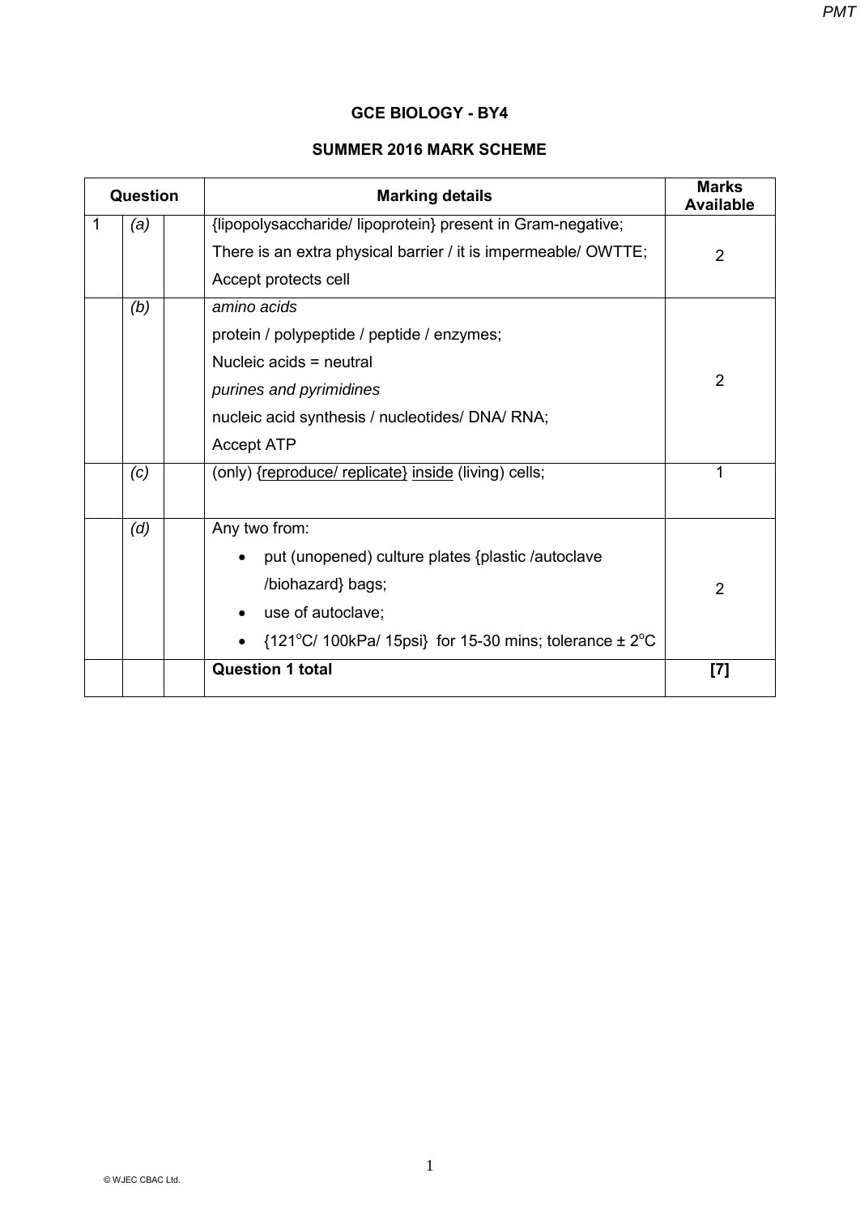# GCE BIOLOGY - BY4

## SUMMER 2016 MARK SCHEME

| Question | | | Marking details | Marks Available |
|---|---|---|---|---|
| 1 | *(a)* | | {lipopolysaccharide/ lipoprotein} present in Gram-negative;<br>There is an extra physical barrier / it is impermeable/ OWTTE;<br>Accept protects cell | 2 |
| | *(b)* | | *amino acids*<br>protein / polypeptide / peptide / enzymes;<br>Nucleic acids = neutral<br>*purines and pyrimidines*<br>nucleic acid synthesis / nucleotides/ DNA/ RNA;<br>Accept ATP | 2 |
| | *(c)* | | (only) {reproduce/ replicate} inside (living) cells; | 1 |
| | *(d)* | | Any two from:<br>• put (unopened) culture plates {plastic /autoclave /biohazard} bags;<br>• use of autoclave;<br>• {121°C/ 100kPa/ 15psi} for 15-30 mins; tolerance ± 2°C | 2 |
| | | | **Question 1 total** | **[7]** |

© WJEC CBAC Ltd.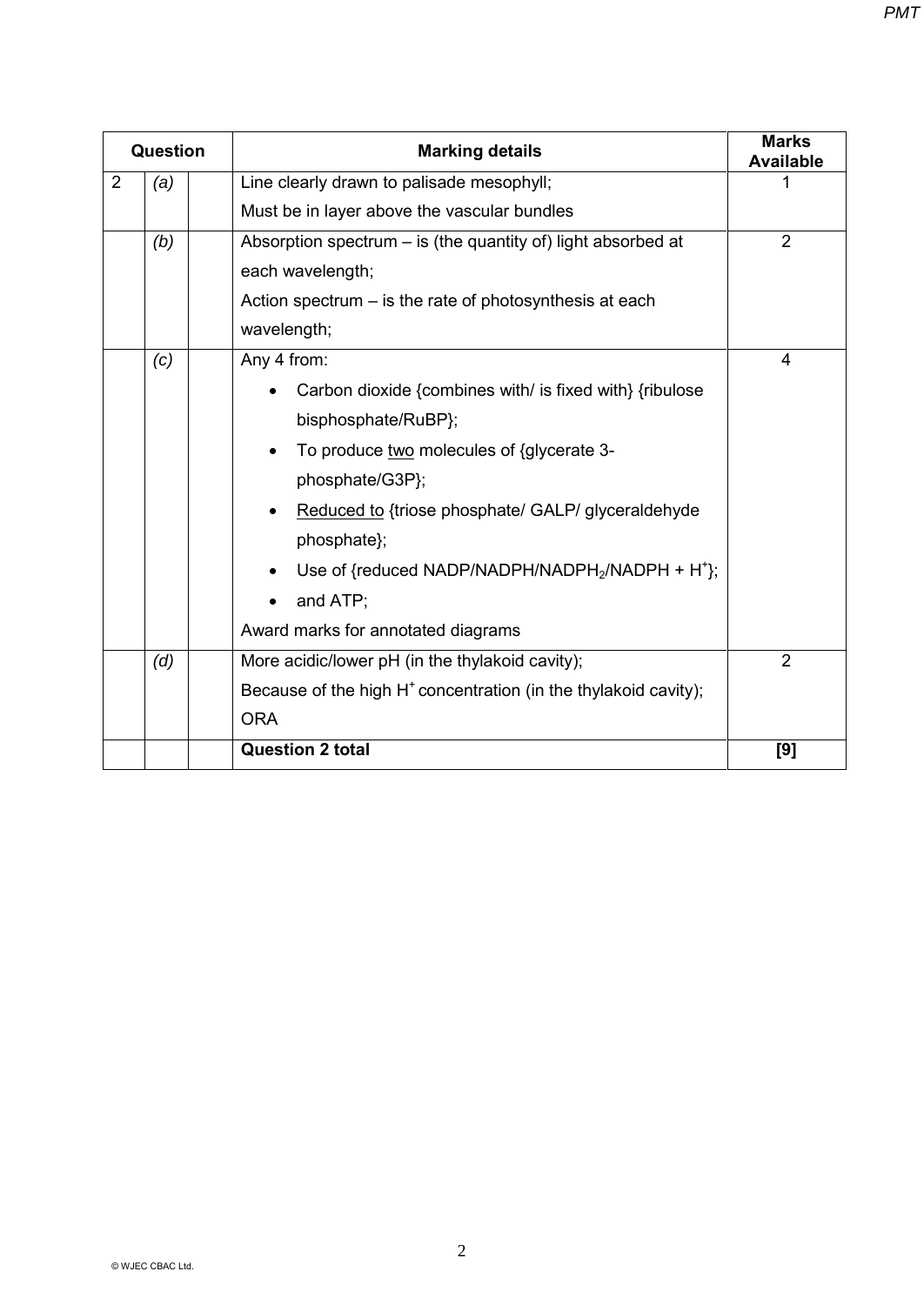| Question | | | Marking details | Marks Available |
|---|---|---|---|---|
| 2 | *(a)* | | Line clearly drawn to palisade mesophyll;<br>Must be in layer above the vascular bundles | 1 |
| | *(b)* | | Absorption spectrum – is (the quantity of) light absorbed at each wavelength;<br>Action spectrum – is the rate of photosynthesis at each wavelength; | 2 |
| | *(c)* | | Any 4 from:<br>• Carbon dioxide {combines with/ is fixed with} {ribulose bisphosphate/RuBP};<br>• To produce <u>two</u> molecules of {glycerate 3-phosphate/G3P};<br>• <u>Reduced to</u> {triose phosphate/ GALP/ glyceraldehyde phosphate};<br>• Use of {reduced NADP/NADPH/$NADPH_2$/NADPH + $H^+$};<br>• and ATP;<br>Award marks for annotated diagrams | 4 |
| | *(d)* | | More acidic/lower pH (in the thylakoid cavity);<br>Because of the high $H^+$ concentration (in the thylakoid cavity);<br>ORA | 2 |
| | | | **Question 2 total** | **[9]** |

© WJEC CBAC Ltd.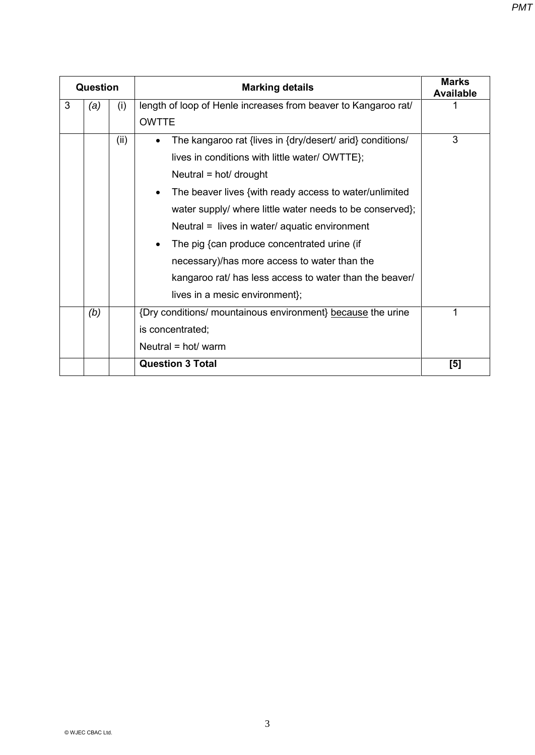| Question | | | Marking details | Marks Available |
|---|---|---|---|---|
| 3 | *(a)* | (i) | length of loop of Henle increases from beaver to Kangaroo rat/ OWTTE | 1 |
| | | (ii) | • The kangaroo rat {lives in {dry/desert/ arid} conditions/ lives in conditions with little water/ OWTTE};<br>Neutral = hot/ drought<br>• The beaver lives {with ready access to water/unlimited water supply/ where little water needs to be conserved};<br>Neutral = lives in water/ aquatic environment<br>• The pig {can produce concentrated urine (if necessary)/has more access to water than the kangaroo rat/ has less access to water than the beaver/ lives in a mesic environment}; | 3 |
| | *(b)* | | {Dry conditions/ mountainous environment} <u>because</u> the urine is concentrated;<br>Neutral = hot/ warm | 1 |
| | | | **Question 3 Total** | **[5]** |

© WJEC CBAC Ltd.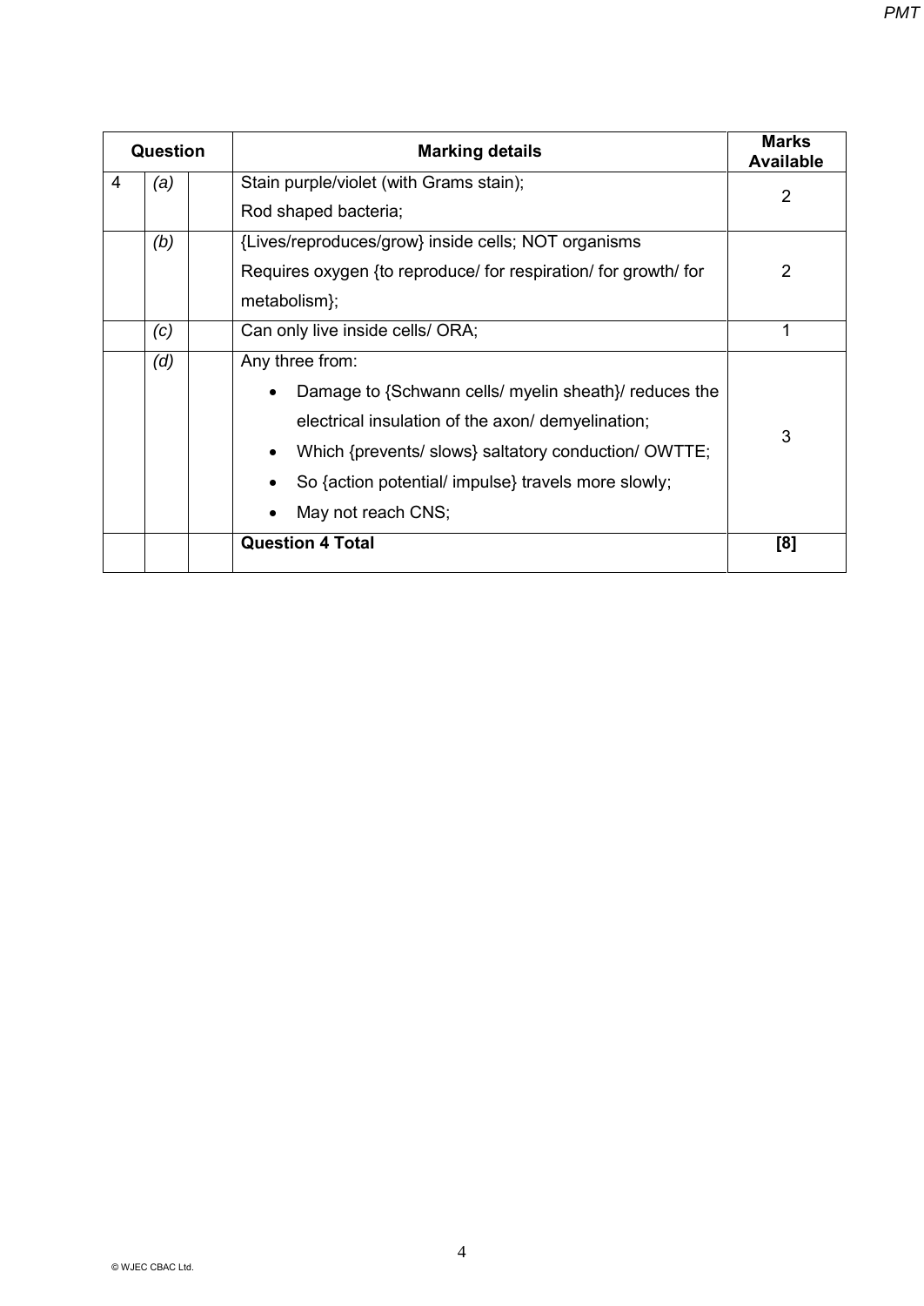| Question | | | Marking details | Marks Available |
|---|---|---|---|---|
| 4 | *(a)* | | Stain purple/violet (with Grams stain);<br>Rod shaped bacteria; | 2 |
| | *(b)* | | {Lives/reproduces/grow} inside cells; NOT organisms<br>Requires oxygen {to reproduce/ for respiration/ for growth/ for metabolism}; | 2 |
| | *(c)* | | Can only live inside cells/ ORA; | 1 |
| | *(d)* | | Any three from:<br>• Damage to {Schwann cells/ myelin sheath}/ reduces the electrical insulation of the axon/ demyelination;<br>• Which {prevents/ slows} saltatory conduction/ OWTTE;<br>• So {action potential/ impulse} travels more slowly;<br>• May not reach CNS; | 3 |
| | | | **Question 4 Total** | **[8]** |

© WJEC CBAC Ltd.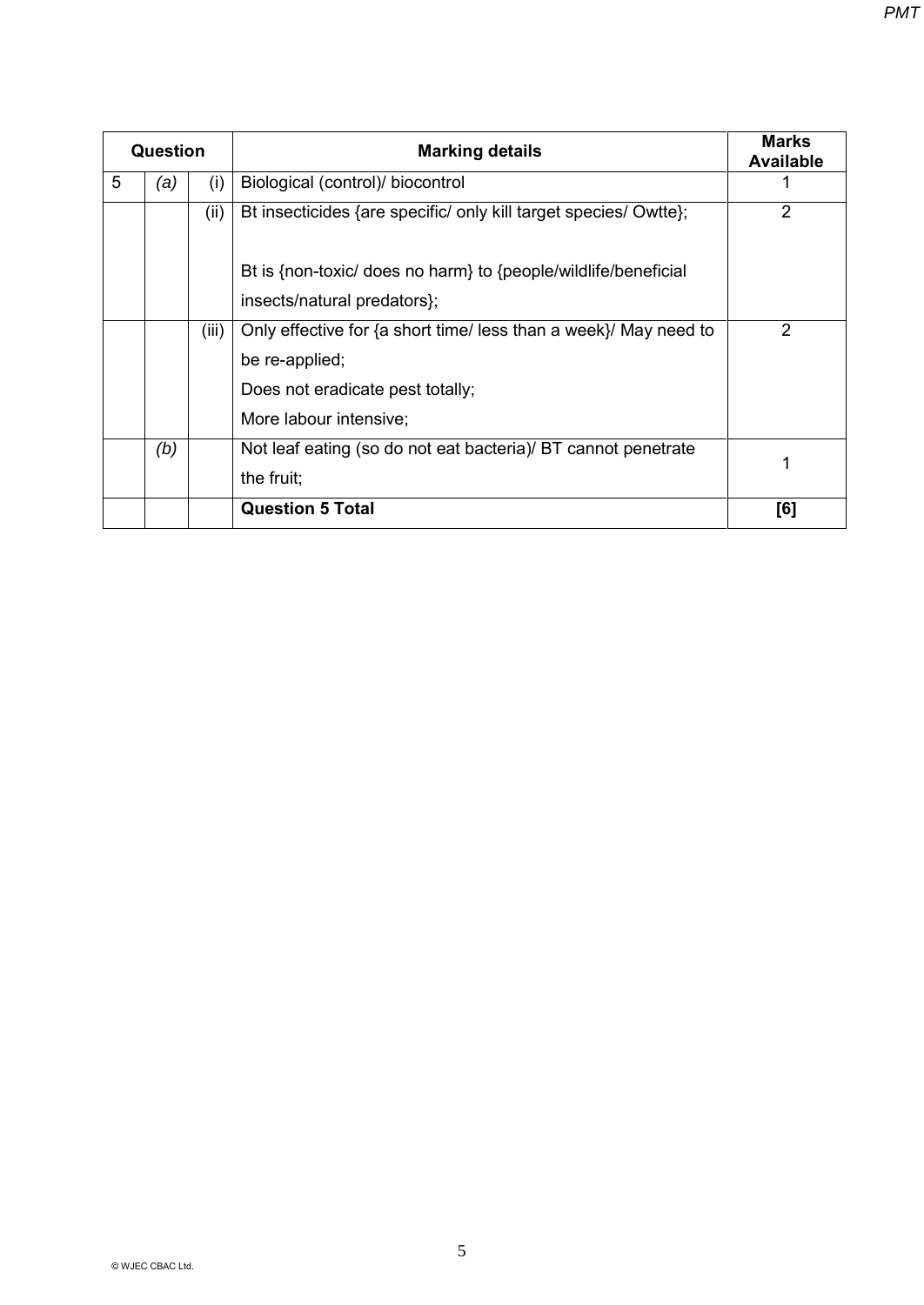| Question | | | Marking details | Marks Available |
|---|---|---|---|---|
| 5 | *(a)* | (i) | Biological (control)/ biocontrol | 1 |
| | | (ii) | Bt insecticides {are specific/ only kill target species/ Owtte};<br><br>Bt is {non-toxic/ does no harm} to {people/wildlife/beneficial insects/natural predators}; | 2 |
| | | (iii) | Only effective for {a short time/ less than a week}/ May need to be re-applied;<br>Does not eradicate pest totally;<br>More labour intensive; | 2 |
| | *(b)* | | Not leaf eating (so do not eat bacteria)/ BT cannot penetrate the fruit; | 1 |
| | | | **Question 5 Total** | **[6]** |

© WJEC CBAC Ltd.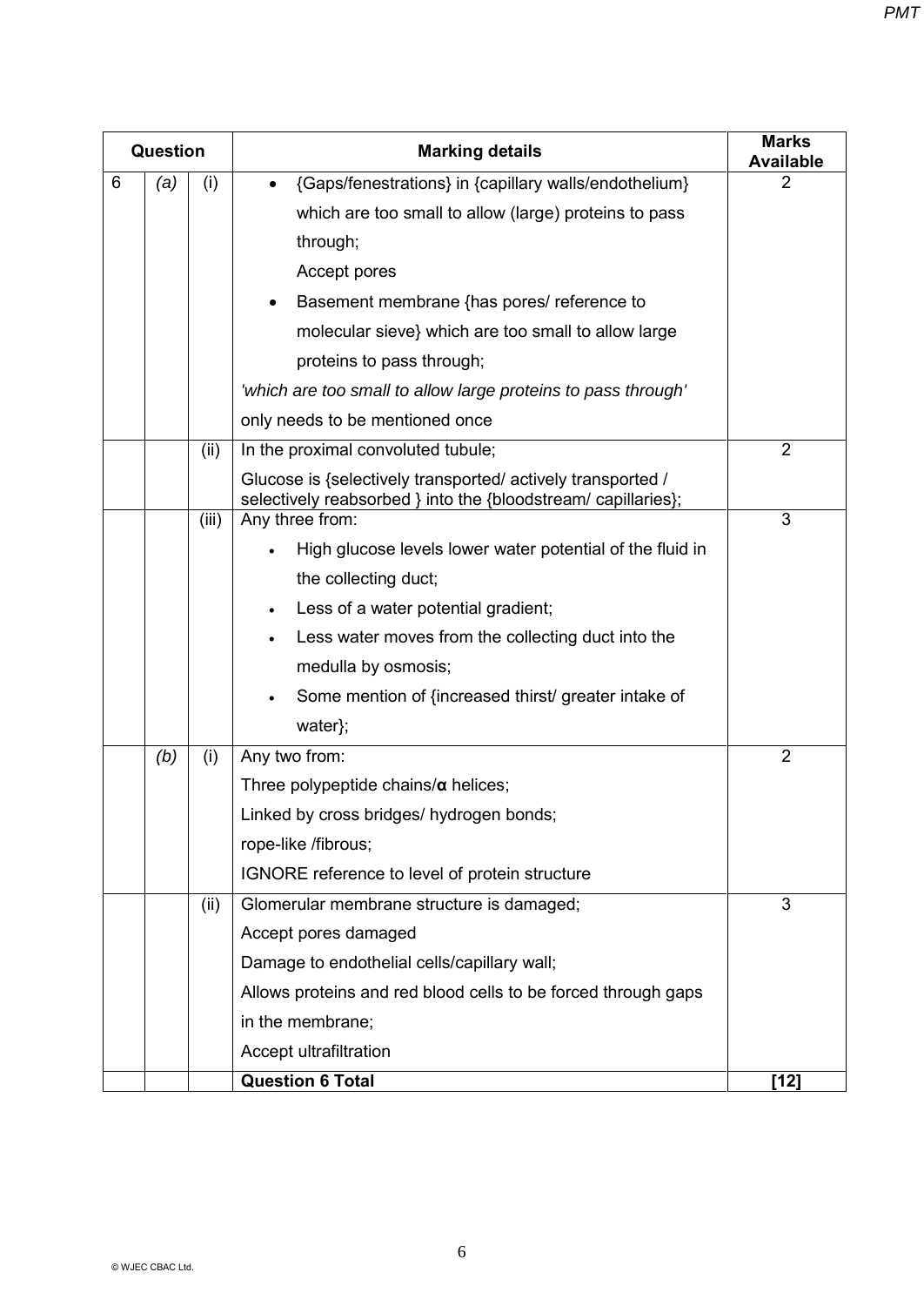| Question | | | Marking details | Marks Available |
|---|---|---|---|---|
| 6 | *(a)* | (i) | • {Gaps/fenestrations} in {capillary walls/endothelium} which are too small to allow (large) proteins to pass through;<br>Accept pores<br>• Basement membrane {has pores/ reference to molecular sieve} which are too small to allow large proteins to pass through;<br>*'which are too small to allow large proteins to pass through'* only needs to be mentioned once | 2 |
| | | (ii) | In the proximal convoluted tubule;<br>Glucose is {selectively transported/ actively transported / selectively reabsorbed } into the {bloodstream/ capillaries}; | 2 |
| | | (iii) | Any three from:<br>• High glucose levels lower water potential of the fluid in the collecting duct;<br>• Less of a water potential gradient;<br>• Less water moves from the collecting duct into the medulla by osmosis;<br>• Some mention of {increased thirst/ greater intake of water}; | 3 |
| | *(b)* | (i) | Any two from:<br>Three polypeptide chains/**α** helices;<br>Linked by cross bridges/ hydrogen bonds;<br>rope-like /fibrous;<br>IGNORE reference to level of protein structure | 2 |
| | | (ii) | Glomerular membrane structure is damaged;<br>Accept pores damaged<br>Damage to endothelial cells/capillary wall;<br>Allows proteins and red blood cells to be forced through gaps in the membrane;<br>Accept ultrafiltration | 3 |
| | | | **Question 6 Total** | **[12]** |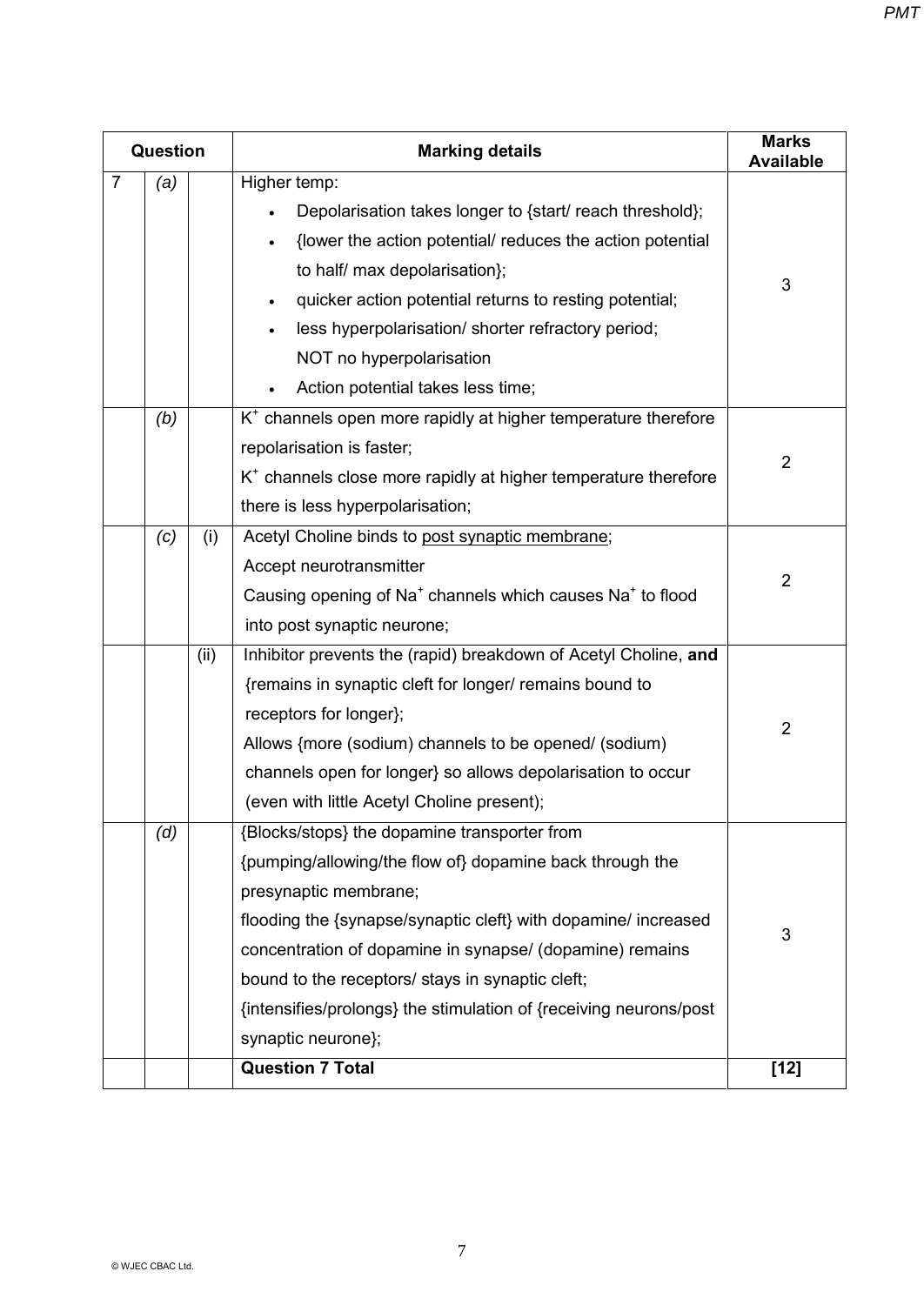| Question | | | Marking details | Marks Available |
|---|---|---|---|---|
| 7 | *(a)* | | Higher temp:<br>• Depolarisation takes longer to {start/ reach threshold};<br>• {lower the action potential/ reduces the action potential to half/ max depolarisation};<br>• quicker action potential returns to resting potential;<br>• less hyperpolarisation/ shorter refractory period;<br>NOT no hyperpolarisation<br>• Action potential takes less time; | 3 |
| | *(b)* | | $K^+$ channels open more rapidly at higher temperature therefore repolarisation is faster;<br>$K^+$ channels close more rapidly at higher temperature therefore there is less hyperpolarisation; | 2 |
| | *(c)* | (i) | Acetyl Choline binds to <u>post synaptic membrane</u>;<br>Accept neurotransmitter<br>Causing opening of $Na^+$ channels which causes $Na^+$ to flood into post synaptic neurone; | 2 |
| | | (ii) | Inhibitor prevents the (rapid) breakdown of Acetyl Choline, **and** {remains in synaptic cleft for longer/ remains bound to receptors for longer};<br>Allows {more (sodium) channels to be opened/ (sodium) channels open for longer} so allows depolarisation to occur (even with little Acetyl Choline present); | 2 |
| | *(d)* | | {Blocks/stops} the dopamine transporter from {pumping/allowing/the flow of} dopamine back through the presynaptic membrane;<br>flooding the {synapse/synaptic cleft} with dopamine/ increased concentration of dopamine in synapse/ (dopamine) remains bound to the receptors/ stays in synaptic cleft;<br>{intensifies/prolongs} the stimulation of {receiving neurons/post synaptic neurone}; | 3 |
| | | | **Question 7 Total** | **[12]** |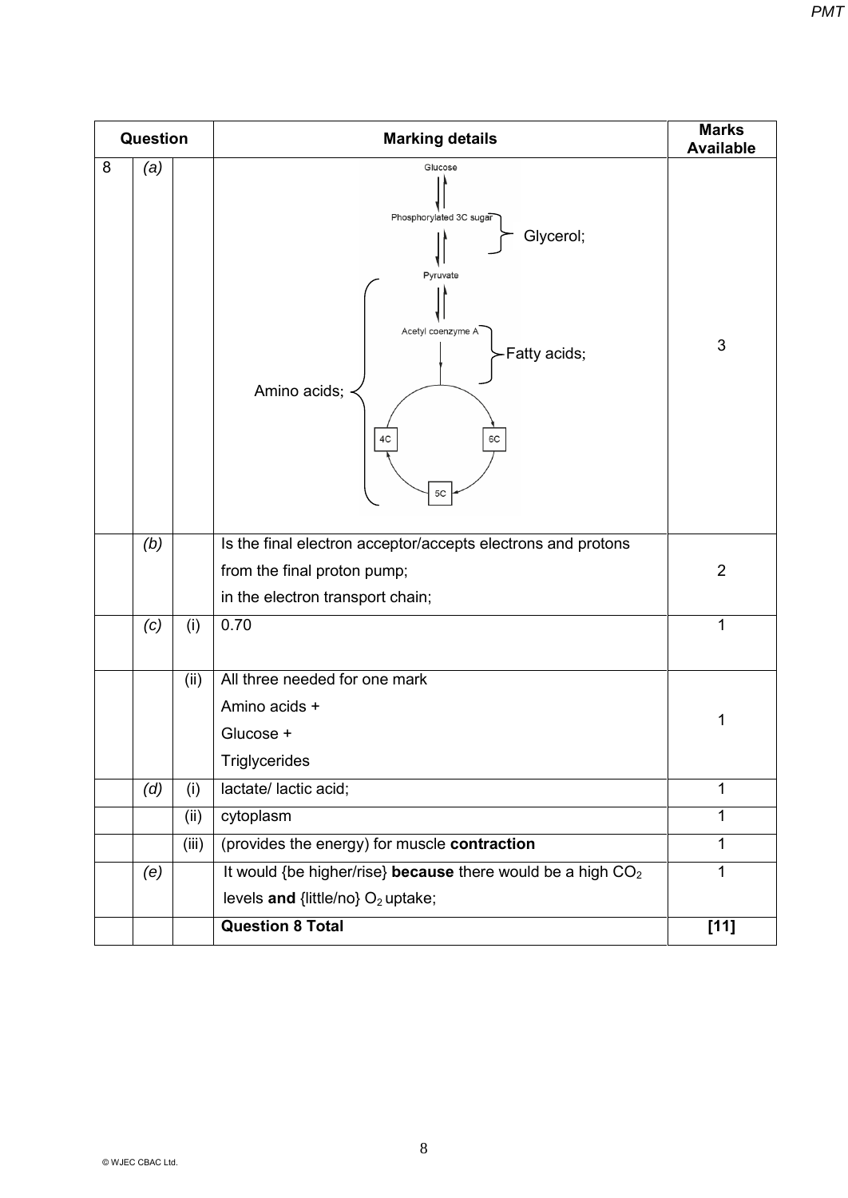| Question | | | Marking details | Marks Available |
|---|---|---|---|---|
| 8 | (a) | | Glucose → Phosphorylated 3C sugar → Pyruvate → Acetyl coenzyme A → cycle (6C, 5C, 4C)<br>Glycerol; (enters at Phosphorylated 3C sugar)<br>Fatty acids; (enter at Acetyl coenzyme A)<br>Amino acids; (enter at Pyruvate, Acetyl coenzyme A and the cycle) | 3 |
| | (b) | | Is the final electron acceptor/accepts electrons and protons from the final proton pump;<br>in the electron transport chain; | 2 |
| | (c) | (i) | 0.70 | 1 |
| | | (ii) | All three needed for one mark<br>Amino acids +<br>Glucose +<br>Triglycerides | 1 |
| | (d) | (i) | lactate/ lactic acid; | 1 |
| | | (ii) | cytoplasm | 1 |
| | | (iii) | (provides the energy) for muscle **contraction** | 1 |
| | (e) | | It would {be higher/rise} **because** there would be a high $CO_2$ levels **and** {little/no} $O_2$ uptake; | 1 |
| | | | **Question 8 Total** | **[11]** |

© WJEC CBAC Ltd.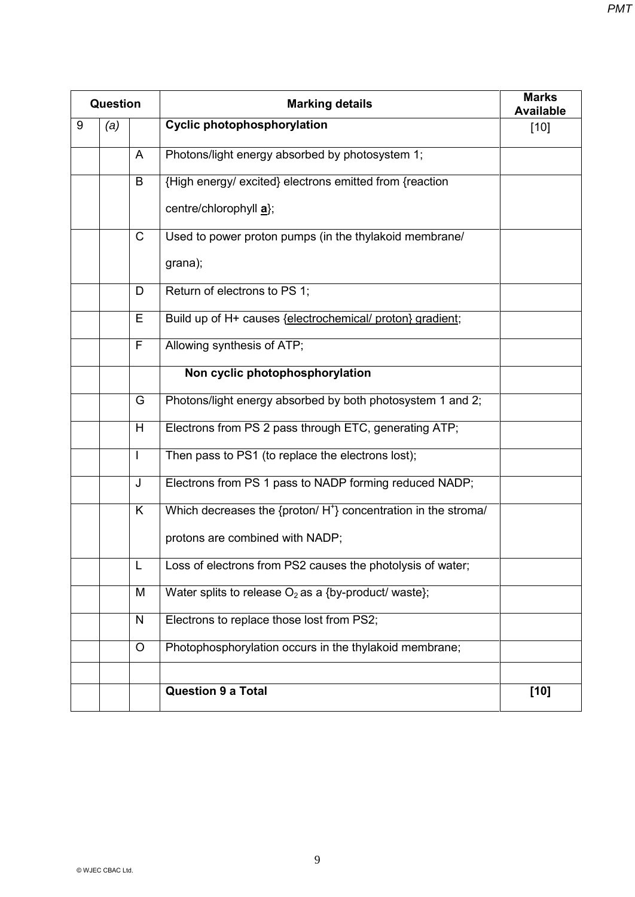| Question | | | Marking details | Marks Available |
|---|---|---|---|---|
| 9 | *(a)* | | **Cyclic photophosphorylation** | [10] |
| | | A | Photons/light energy absorbed by photosystem 1; | |
| | | B | {High energy/ excited} electrons emitted from {reaction centre/chlorophyll **a**}; | |
| | | C | Used to power proton pumps (in the thylakoid membrane/ grana); | |
| | | D | Return of electrons to PS 1; | |
| | | E | Build up of H+ causes {electrochemical/ proton} gradient; | |
| | | F | Allowing synthesis of ATP; | |
| | | | **Non cyclic photophosphorylation** | |
| | | G | Photons/light energy absorbed by both photosystem 1 and 2; | |
| | | H | Electrons from PS 2 pass through ETC, generating ATP; | |
| | | I | Then pass to PS1 (to replace the electrons lost); | |
| | | J | Electrons from PS 1 pass to NADP forming reduced NADP; | |
| | | K | Which decreases the {proton/ $H^+$} concentration in the stroma/ protons are combined with NADP; | |
| | | L | Loss of electrons from PS2 causes the photolysis of water; | |
| | | M | Water splits to release $O_2$ as a {by-product/ waste}; | |
| | | N | Electrons to replace those lost from PS2; | |
| | | O | Photophosphorylation occurs in the thylakoid membrane; | |
| | | | | |
| | | | **Question 9 a Total** | **[10]** |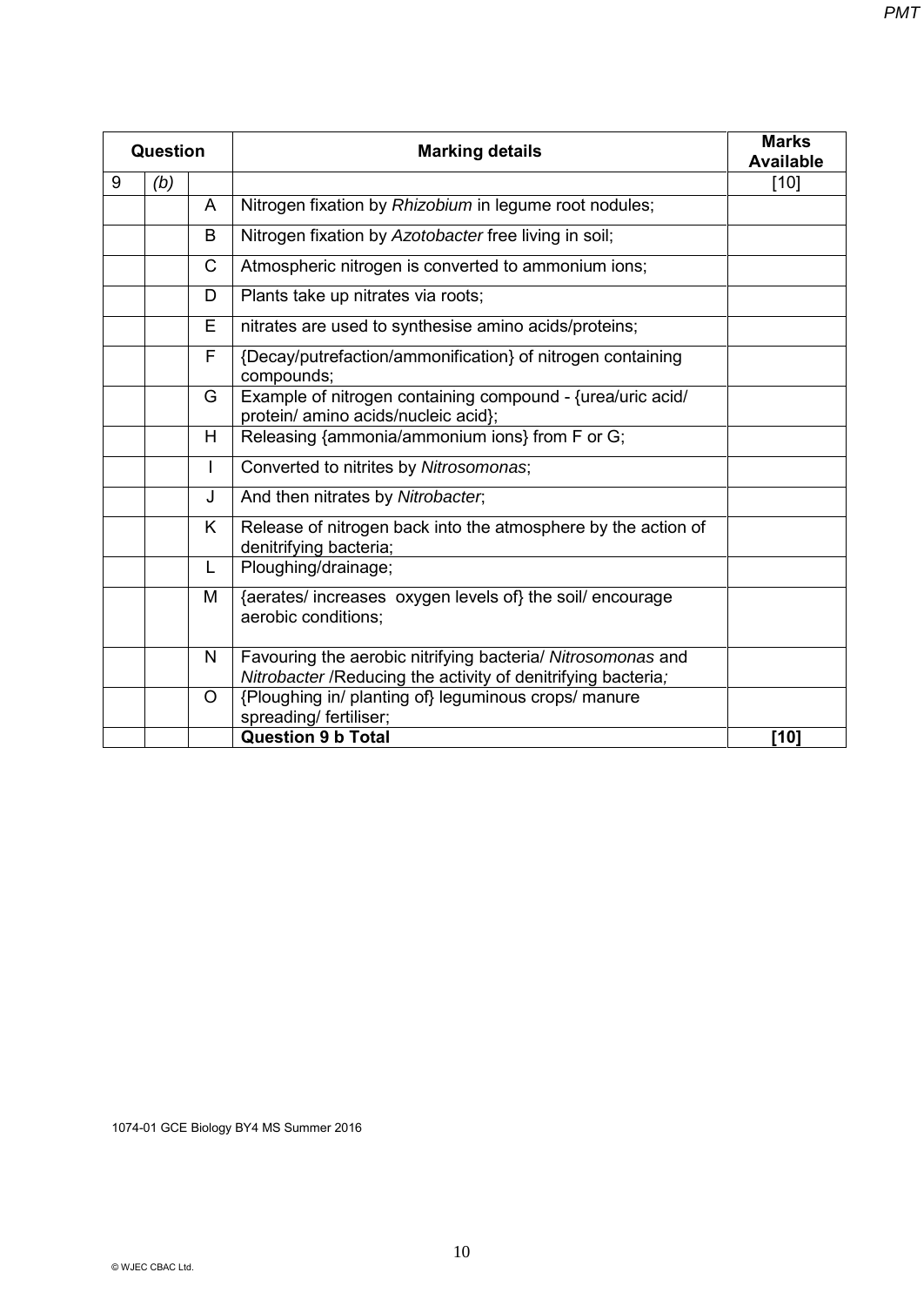| Question | | | Marking details | Marks Available |
|---|---|---|---|---|
| 9 | *(b)* | | | [10] |
| | | A | Nitrogen fixation by *Rhizobium* in legume root nodules; | |
| | | B | Nitrogen fixation by *Azotobacter* free living in soil; | |
| | | C | Atmospheric nitrogen is converted to ammonium ions; | |
| | | D | Plants take up nitrates via roots; | |
| | | E | nitrates are used to synthesise amino acids/proteins; | |
| | | F | {Decay/putrefaction/ammonification} of nitrogen containing compounds; | |
| | | G | Example of nitrogen containing compound - {urea/uric acid/ protein/ amino acids/nucleic acid}; | |
| | | H | Releasing {ammonia/ammonium ions} from F or G; | |
| | | I | Converted to nitrites by *Nitrosomonas*; | |
| | | J | And then nitrates by *Nitrobacter*; | |
| | | K | Release of nitrogen back into the atmosphere by the action of denitrifying bacteria; | |
| | | L | Ploughing/drainage; | |
| | | M | {aerates/ increases oxygen levels of} the soil/ encourage aerobic conditions; | |
| | | N | Favouring the aerobic nitrifying bacteria/ *Nitrosomonas* and *Nitrobacter* /Reducing the activity of denitrifying bacteria; | |
| | | O | {Ploughing in/ planting of} leguminous crops/ manure spreading/ fertiliser; | |
| | | | **Question 9 b Total** | **[10]** |

1074-01 GCE Biology BY4 MS Summer 2016